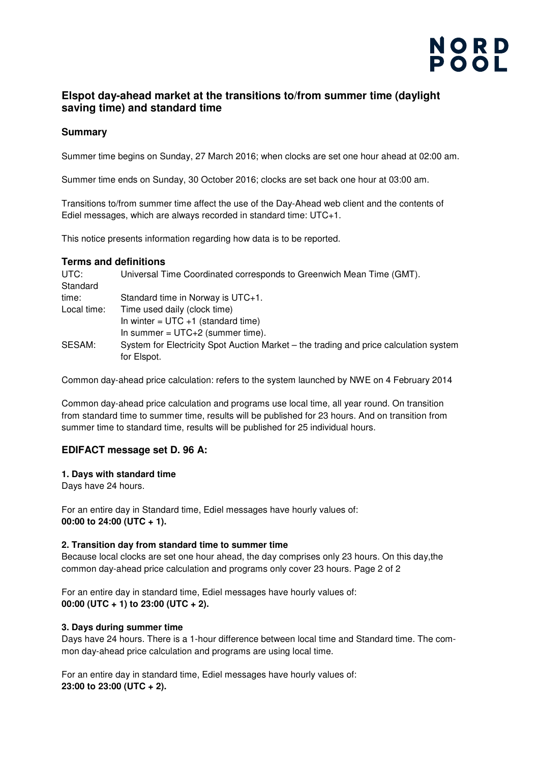NORD POOL

## Elspot day-ahead market at the transitions to/from summer time (daylight saving time) and standard time

### Summary

Summer time begins on Sunday, 27 March 2016; when clocks are set one hour ahead at 02:00 am.

Summer time ends on Sunday, 30 October 2016; clocks are set back one hour at 03:00 am.

Transitions to/from summer time affect the use of the Day-Ahead web client and the contents of Ediel messages, which are always recorded in standard time: UTC+1.

This notice presents information regarding how data is to be reported.

### Terms and definitions

| | |
|---|---|
| UTC: | Universal Time Coordinated corresponds to Greenwich Mean Time (GMT). |
| Standard time: | Standard time in Norway is UTC+1. |
| Local time: | Time used daily (clock time)<br>In winter = UTC +1 (standard time)<br>In summer = UTC+2 (summer time). |
| SESAM: | System for Electricity Spot Auction Market – the trading and price calculation system for Elspot. |

Common day-ahead price calculation: refers to the system launched by NWE on 4 February 2014

Common day-ahead price calculation and programs use local time, all year round. On transition from standard time to summer time, results will be published for 23 hours. And on transition from summer time to standard time, results will be published for 25 individual hours.

### EDIFACT message set D. 96 A:

**1. Days with standard time**

Days have 24 hours.

For an entire day in Standard time, Ediel messages have hourly values of:
**00:00 to 24:00 (UTC + 1).**

**2. Transition day from standard time to summer time**

Because local clocks are set one hour ahead, the day comprises only 23 hours. On this day,the common day-ahead price calculation and programs only cover 23 hours. Page 2 of 2

For an entire day in standard time, Ediel messages have hourly values of:
**00:00 (UTC + 1) to 23:00 (UTC + 2).**

**3. Days during summer time**

Days have 24 hours. There is a 1-hour difference between local time and Standard time. The common day-ahead price calculation and programs are using local time.

For an entire day in standard time, Ediel messages have hourly values of:
**23:00 to 23:00 (UTC + 2).**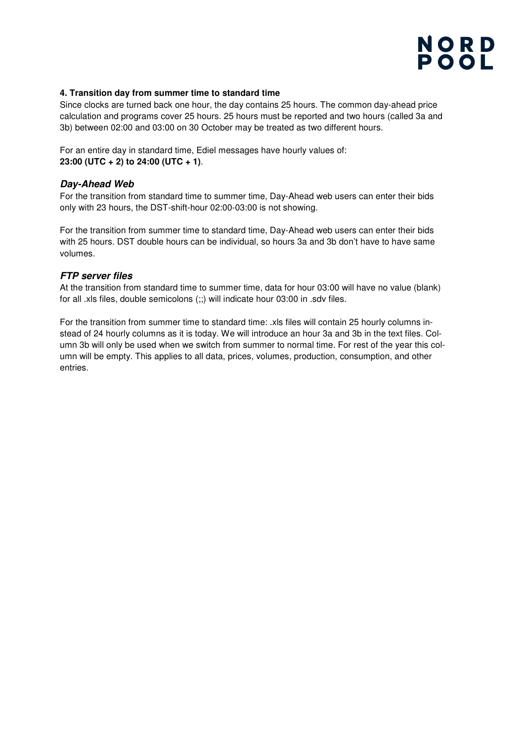### 4. Transition day from summer time to standard time

Since clocks are turned back one hour, the day contains 25 hours. The common day-ahead price calculation and programs cover 25 hours. 25 hours must be reported and two hours (called 3a and 3b) between 02:00 and 03:00 on 30 October may be treated as two different hours.

For an entire day in standard time, Ediel messages have hourly values of:
**23:00 (UTC + 2) to 24:00 (UTC + 1)**.

### *Day-Ahead Web*

For the transition from standard time to summer time, Day-Ahead web users can enter their bids only with 23 hours, the DST-shift-hour 02:00-03:00 is not showing.

For the transition from summer time to standard time, Day-Ahead web users can enter their bids with 25 hours. DST double hours can be individual, so hours 3a and 3b don't have to have same volumes.

### *FTP server files*

At the transition from standard time to summer time, data for hour 03:00 will have no value (blank) for all .xls files, double semicolons (;;) will indicate hour 03:00 in .sdv files.

For the transition from summer time to standard time: .xls files will contain 25 hourly columns instead of 24 hourly columns as it is today. We will introduce an hour 3a and 3b in the text files. Column 3b will only be used when we switch from summer to normal time. For rest of the year this column will be empty. This applies to all data, prices, volumes, production, consumption, and other entries.